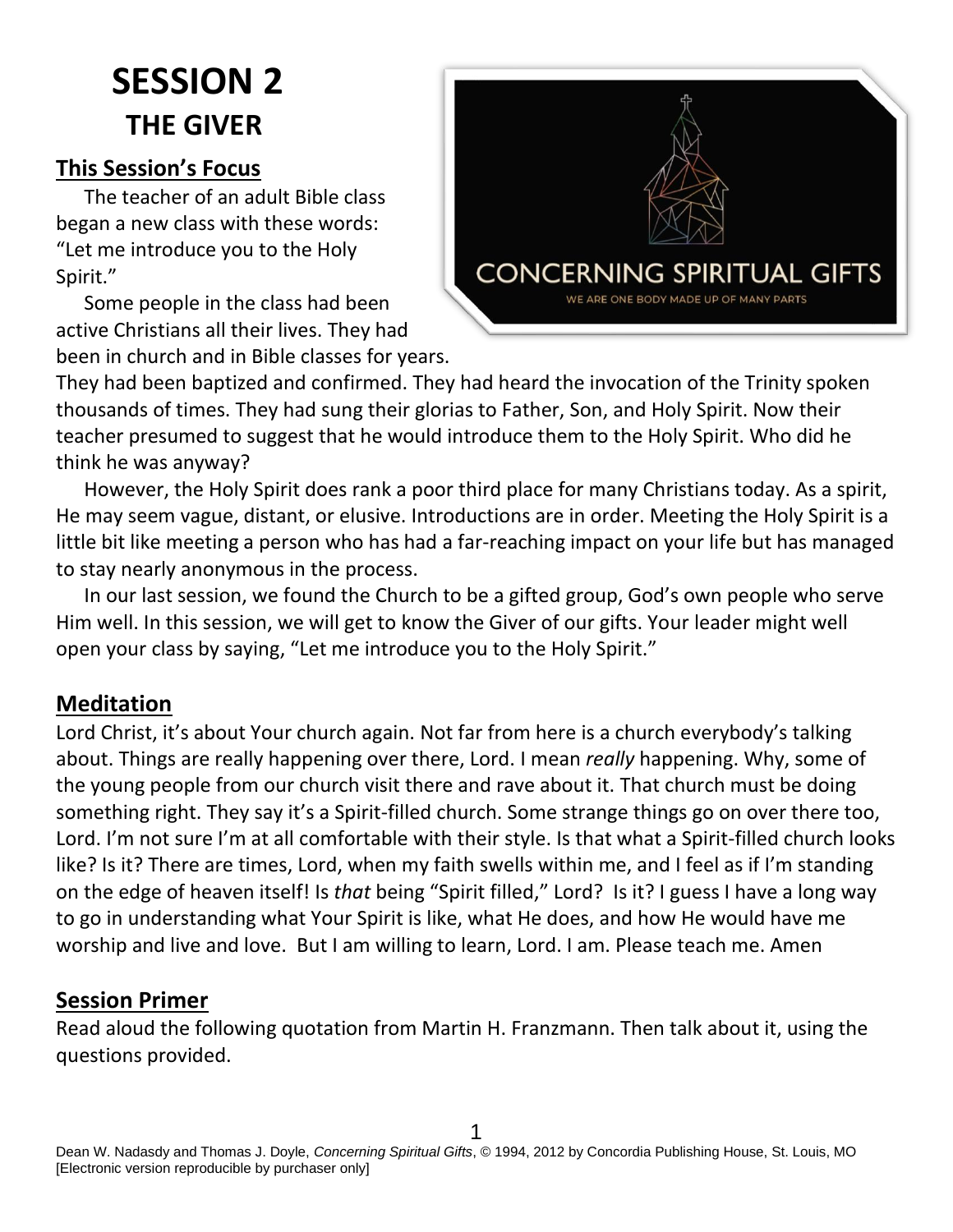# SESSION 2
## THE GIVER

### This Session's Focus

The teacher of an adult Bible class began a new class with these words: "Let me introduce you to the Holy Spirit."

Some people in the class had been active Christians all their lives. They had been in church and in Bible classes for years. They had been baptized and confirmed. They had heard the invocation of the Trinity spoken thousands of times. They had sung their glorias to Father, Son, and Holy Spirit. Now their teacher presumed to suggest that he would introduce them to the Holy Spirit. Who did he think he was anyway?

However, the Holy Spirit does rank a poor third place for many Christians today. As a spirit, He may seem vague, distant, or elusive. Introductions are in order. Meeting the Holy Spirit is a little bit like meeting a person who has had a far-reaching impact on your life but has managed to stay nearly anonymous in the process.

In our last session, we found the Church to be a gifted group, God's own people who serve Him well. In this session, we will get to know the Giver of our gifts. Your leader might well open your class by saying, "Let me introduce you to the Holy Spirit."

### Meditation

Lord Christ, it's about Your church again. Not far from here is a church everybody's talking about. Things are really happening over there, Lord. I mean *really* happening. Why, some of the young people from our church visit there and rave about it. That church must be doing something right. They say it's a Spirit-filled church. Some strange things go on over there too, Lord. I'm not sure I'm at all comfortable with their style. Is that what a Spirit-filled church looks like? Is it? There are times, Lord, when my faith swells within me, and I feel as if I'm standing on the edge of heaven itself! Is *that* being "Spirit filled," Lord? Is it? I guess I have a long way to go in understanding what Your Spirit is like, what He does, and how He would have me worship and live and love. But I am willing to learn, Lord. I am. Please teach me. Amen

### Session Primer

Read aloud the following quotation from Martin H. Franzmann. Then talk about it, using the questions provided.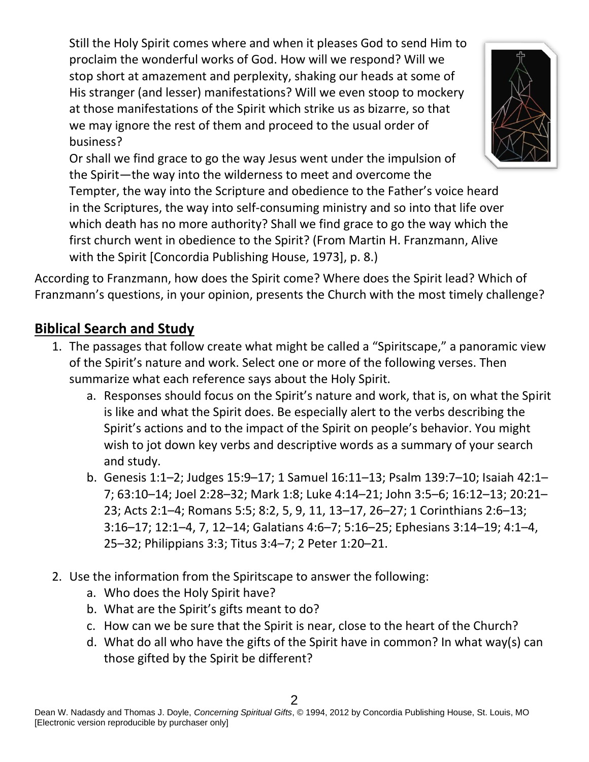Still the Holy Spirit comes where and when it pleases God to send Him to proclaim the wonderful works of God. How will we respond? Will we stop short at amazement and perplexity, shaking our heads at some of His stranger (and lesser) manifestations? Will we even stoop to mockery at those manifestations of the Spirit which strike us as bizarre, so that we may ignore the rest of them and proceed to the usual order of business?

Or shall we find grace to go the way Jesus went under the impulsion of the Spirit—the way into the wilderness to meet and overcome the Tempter, the way into the Scripture and obedience to the Father's voice heard in the Scriptures, the way into self-consuming ministry and so into that life over which death has no more authority? Shall we find grace to go the way which the first church went in obedience to the Spirit? (From Martin H. Franzmann, Alive with the Spirit [Concordia Publishing House, 1973], p. 8.)

According to Franzmann, how does the Spirit come? Where does the Spirit lead? Which of Franzmann's questions, in your opinion, presents the Church with the most timely challenge?

## Biblical Search and Study

1. The passages that follow create what might be called a "Spiritscape," a panoramic view of the Spirit's nature and work. Select one or more of the following verses. Then summarize what each reference says about the Holy Spirit.
   a. Responses should focus on the Spirit's nature and work, that is, on what the Spirit is like and what the Spirit does. Be especially alert to the verbs describing the Spirit's actions and to the impact of the Spirit on people's behavior. You might wish to jot down key verbs and descriptive words as a summary of your search and study.
   b. Genesis 1:1–2; Judges 15:9–17; 1 Samuel 16:11–13; Psalm 139:7–10; Isaiah 42:1–7; 63:10–14; Joel 2:28–32; Mark 1:8; Luke 4:14–21; John 3:5–6; 16:12–13; 20:21–23; Acts 2:1–4; Romans 5:5; 8:2, 5, 9, 11, 13–17, 26–27; 1 Corinthians 2:6–13; 3:16–17; 12:1–4, 7, 12–14; Galatians 4:6–7; 5:16–25; Ephesians 3:14–19; 4:1–4, 25–32; Philippians 3:3; Titus 3:4–7; 2 Peter 1:20–21.

2. Use the information from the Spiritscape to answer the following:
   a. Who does the Holy Spirit have?
   b. What are the Spirit's gifts meant to do?
   c. How can we be sure that the Spirit is near, close to the heart of the Church?
   d. What do all who have the gifts of the Spirit have in common? In what way(s) can those gifted by the Spirit be different?

Dean W. Nadasdy and Thomas J. Doyle, *Concerning Spiritual Gifts*, © 1994, 2012 by Concordia Publishing House, St. Louis, MO [Electronic version reproducible by purchaser only]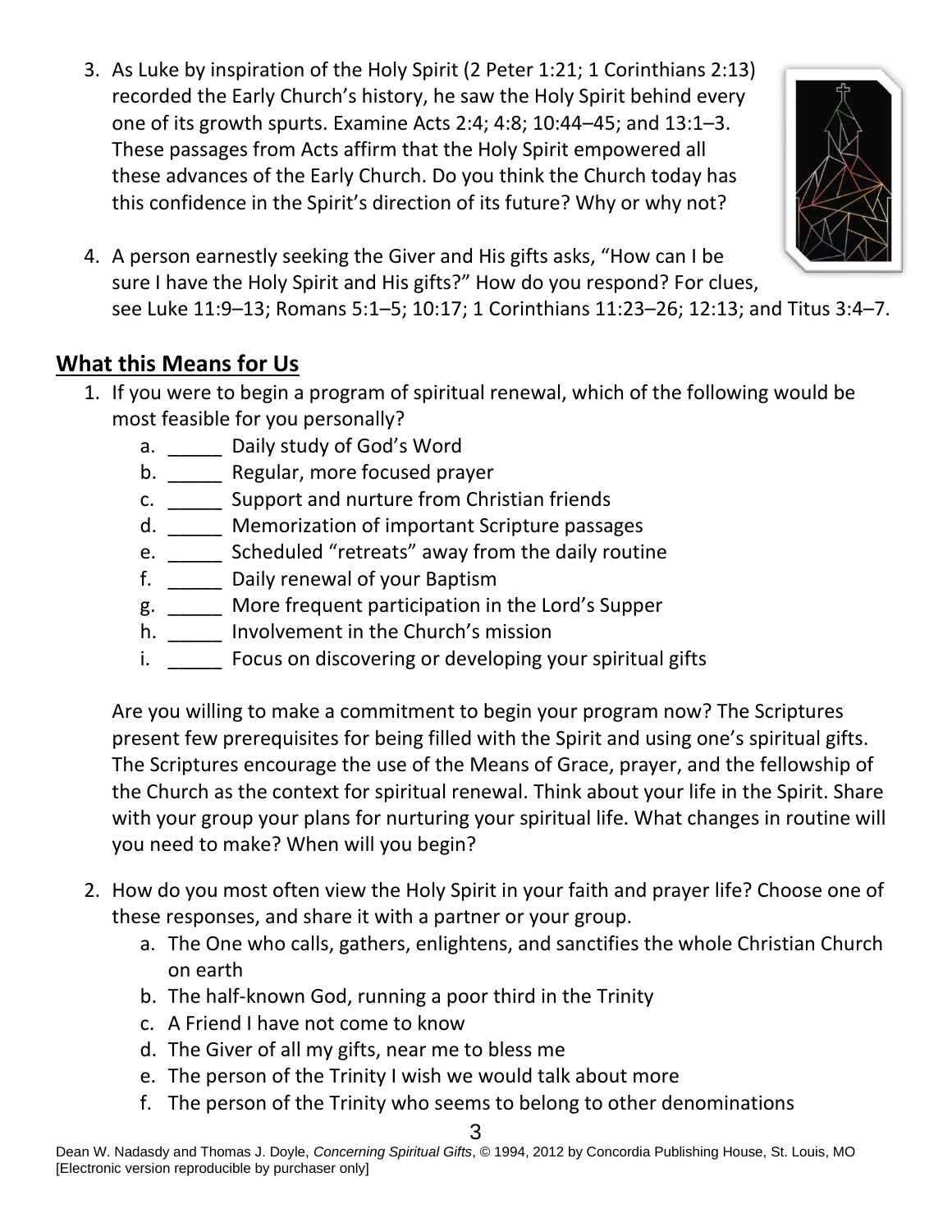3. As Luke by inspiration of the Holy Spirit (2 Peter 1:21; 1 Corinthians 2:13) recorded the Early Church's history, he saw the Holy Spirit behind every one of its growth spurts. Examine Acts 2:4; 4:8; 10:44–45; and 13:1–3. These passages from Acts affirm that the Holy Spirit empowered all these advances of the Early Church. Do you think the Church today has this confidence in the Spirit's direction of its future? Why or why not?

4. A person earnestly seeking the Giver and His gifts asks, "How can I be sure I have the Holy Spirit and His gifts?" How do you respond? For clues, see Luke 11:9–13; Romans 5:1–5; 10:17; 1 Corinthians 11:23–26; 12:13; and Titus 3:4–7.

## What this Means for Us

1. If you were to begin a program of spiritual renewal, which of the following would be most feasible for you personally?
   a. _____ Daily study of God's Word
   b. _____ Regular, more focused prayer
   c. _____ Support and nurture from Christian friends
   d. _____ Memorization of important Scripture passages
   e. _____ Scheduled "retreats" away from the daily routine
   f. _____ Daily renewal of your Baptism
   g. _____ More frequent participation in the Lord's Supper
   h. _____ Involvement in the Church's mission
   i. _____ Focus on discovering or developing your spiritual gifts

   Are you willing to make a commitment to begin your program now? The Scriptures present few prerequisites for being filled with the Spirit and using one's spiritual gifts. The Scriptures encourage the use of the Means of Grace, prayer, and the fellowship of the Church as the context for spiritual renewal. Think about your life in the Spirit. Share with your group your plans for nurturing your spiritual life. What changes in routine will you need to make? When will you begin?

2. How do you most often view the Holy Spirit in your faith and prayer life? Choose one of these responses, and share it with a partner or your group.
   a. The One who calls, gathers, enlightens, and sanctifies the whole Christian Church on earth
   b. The half-known God, running a poor third in the Trinity
   c. A Friend I have not come to know
   d. The Giver of all my gifts, near me to bless me
   e. The person of the Trinity I wish we would talk about more
   f. The person of the Trinity who seems to belong to other denominations

Dean W. Nadasdy and Thomas J. Doyle, *Concerning Spiritual Gifts*, © 1994, 2012 by Concordia Publishing House, St. Louis, MO [Electronic version reproducible by purchaser only]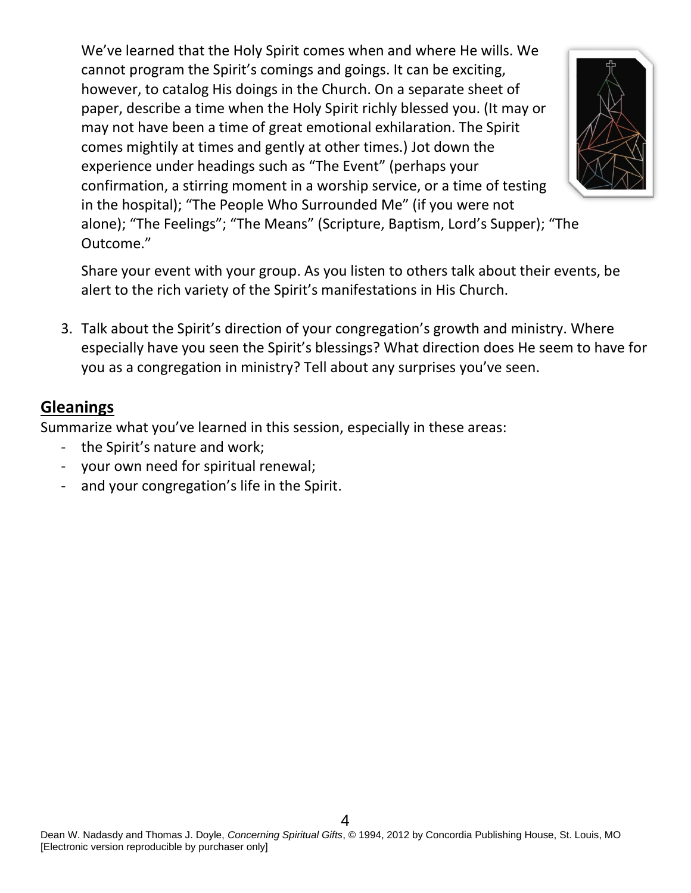We've learned that the Holy Spirit comes when and where He wills. We cannot program the Spirit's comings and goings. It can be exciting, however, to catalog His doings in the Church. On a separate sheet of paper, describe a time when the Holy Spirit richly blessed you. (It may or may not have been a time of great emotional exhilaration. The Spirit comes mightily at times and gently at other times.) Jot down the experience under headings such as "The Event" (perhaps your confirmation, a stirring moment in a worship service, or a time of testing in the hospital); "The People Who Surrounded Me" (if you were not alone); "The Feelings"; "The Means" (Scripture, Baptism, Lord's Supper); "The Outcome."

Share your event with your group. As you listen to others talk about their events, be alert to the rich variety of the Spirit's manifestations in His Church.

3. Talk about the Spirit's direction of your congregation's growth and ministry. Where especially have you seen the Spirit's blessings? What direction does He seem to have for you as a congregation in ministry? Tell about any surprises you've seen.

## Gleanings

Summarize what you've learned in this session, especially in these areas:

- the Spirit's nature and work;
- your own need for spiritual renewal;
- and your congregation's life in the Spirit.

Dean W. Nadasdy and Thomas J. Doyle, *Concerning Spiritual Gifts*, © 1994, 2012 by Concordia Publishing House, St. Louis, MO [Electronic version reproducible by purchaser only]